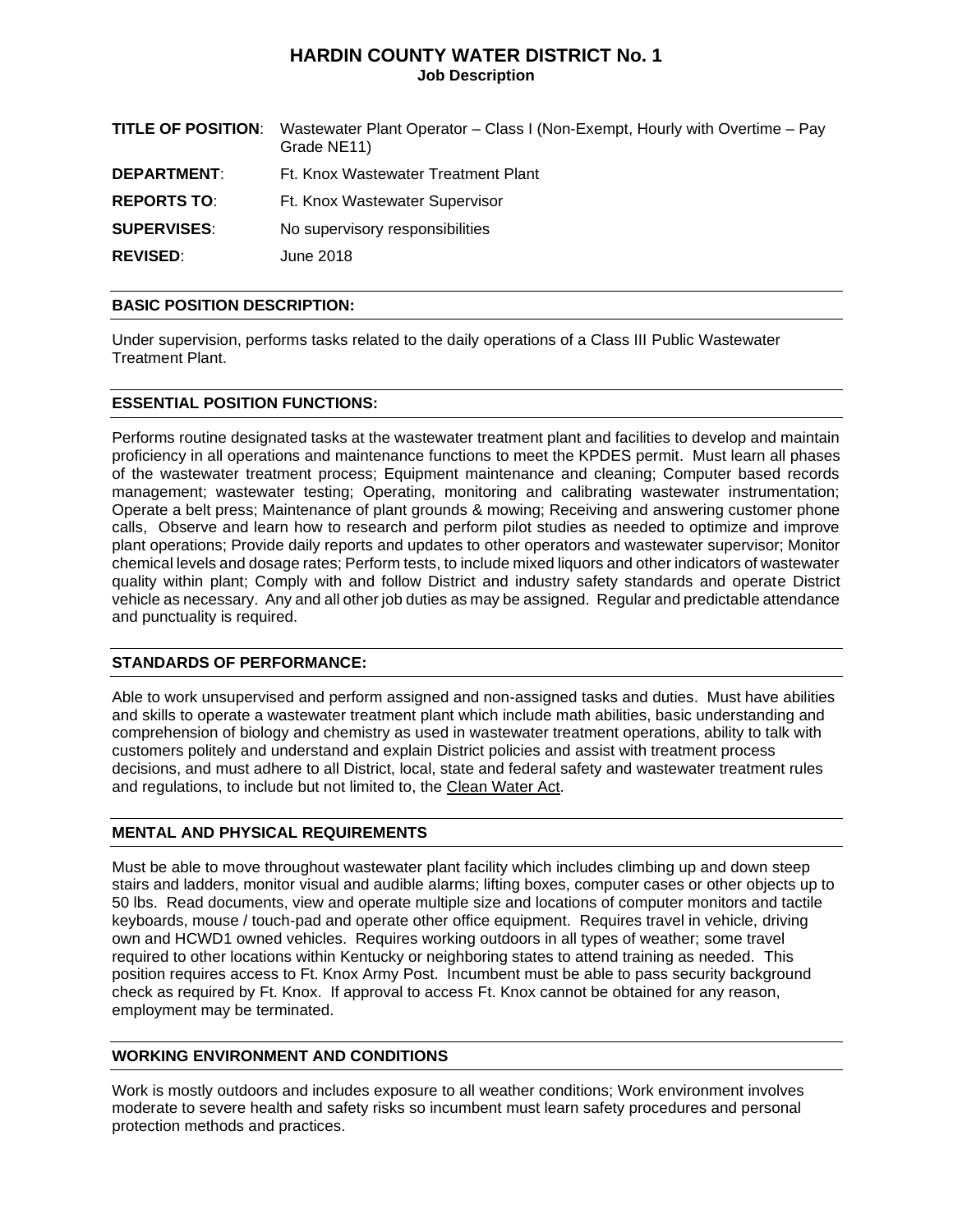# HARDIN COUNTY WATER DISTRICT No. 1

**Job Description**

**TITLE OF POSITION**: Wastewater Plant Operator – Class I (Non-Exempt, Hourly with Overtime – Pay Grade NE11)

**DEPARTMENT**: Ft. Knox Wastewater Treatment Plant

**REPORTS TO**: Ft. Knox Wastewater Supervisor

**SUPERVISES**: No supervisory responsibilities

**REVISED**: June 2018

## BASIC POSITION DESCRIPTION:

Under supervision, performs tasks related to the daily operations of a Class III Public Wastewater Treatment Plant.

## ESSENTIAL POSITION FUNCTIONS:

Performs routine designated tasks at the wastewater treatment plant and facilities to develop and maintain proficiency in all operations and maintenance functions to meet the KPDES permit. Must learn all phases of the wastewater treatment process; Equipment maintenance and cleaning; Computer based records management; wastewater testing; Operating, monitoring and calibrating wastewater instrumentation; Operate a belt press; Maintenance of plant grounds & mowing; Receiving and answering customer phone calls, Observe and learn how to research and perform pilot studies as needed to optimize and improve plant operations; Provide daily reports and updates to other operators and wastewater supervisor; Monitor chemical levels and dosage rates; Perform tests, to include mixed liquors and other indicators of wastewater quality within plant; Comply with and follow District and industry safety standards and operate District vehicle as necessary. Any and all other job duties as may be assigned. Regular and predictable attendance and punctuality is required.

## STANDARDS OF PERFORMANCE:

Able to work unsupervised and perform assigned and non-assigned tasks and duties. Must have abilities and skills to operate a wastewater treatment plant which include math abilities, basic understanding and comprehension of biology and chemistry as used in wastewater treatment operations, ability to talk with customers politely and understand and explain District policies and assist with treatment process decisions, and must adhere to all District, local, state and federal safety and wastewater treatment rules and regulations, to include but not limited to, the Clean Water Act.

## MENTAL AND PHYSICAL REQUIREMENTS

Must be able to move throughout wastewater plant facility which includes climbing up and down steep stairs and ladders, monitor visual and audible alarms; lifting boxes, computer cases or other objects up to 50 lbs. Read documents, view and operate multiple size and locations of computer monitors and tactile keyboards, mouse / touch-pad and operate other office equipment. Requires travel in vehicle, driving own and HCWD1 owned vehicles. Requires working outdoors in all types of weather; some travel required to other locations within Kentucky or neighboring states to attend training as needed. This position requires access to Ft. Knox Army Post. Incumbent must be able to pass security background check as required by Ft. Knox. If approval to access Ft. Knox cannot be obtained for any reason, employment may be terminated.

## WORKING ENVIRONMENT AND CONDITIONS

Work is mostly outdoors and includes exposure to all weather conditions; Work environment involves moderate to severe health and safety risks so incumbent must learn safety procedures and personal protection methods and practices.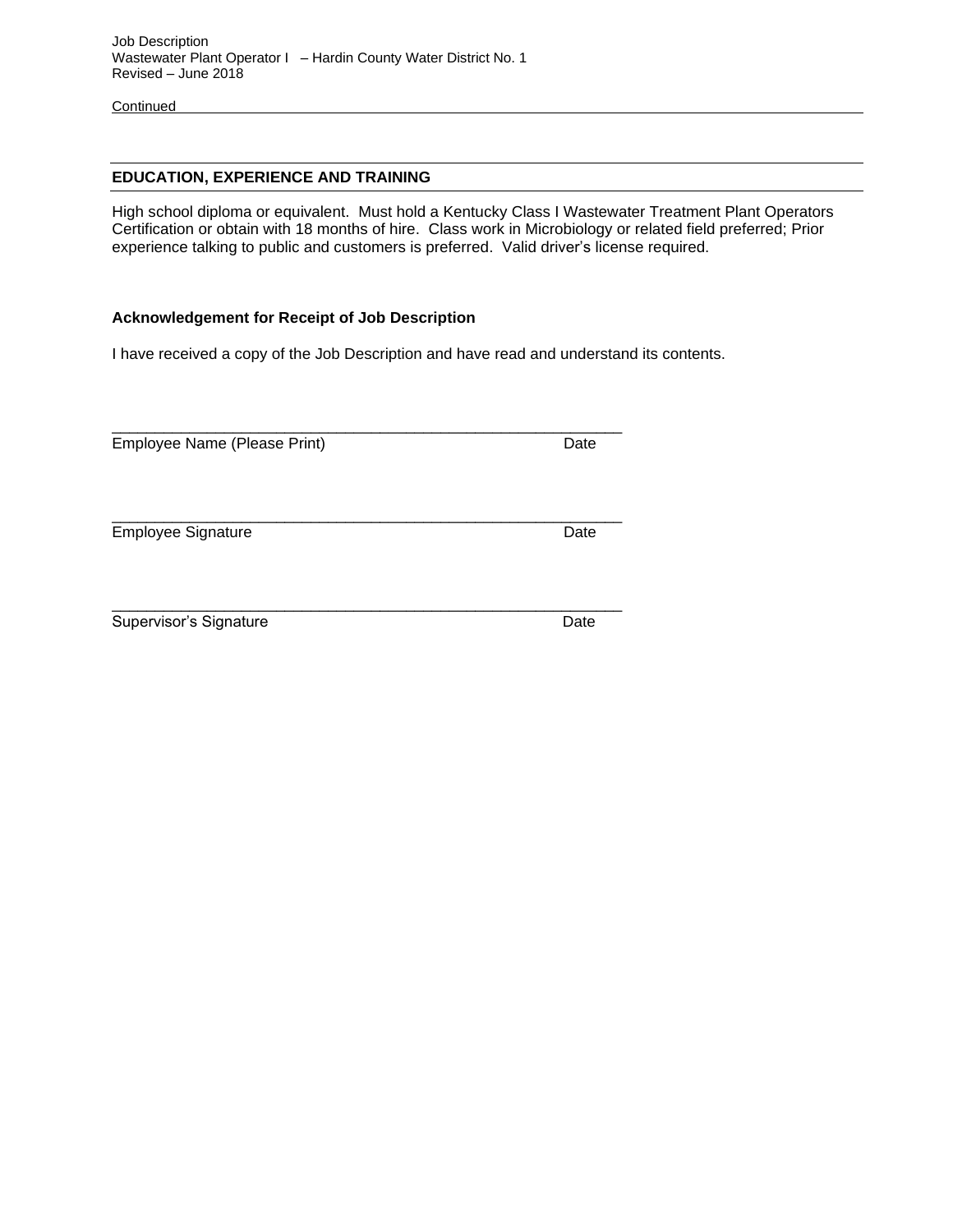Continued

## EDUCATION, EXPERIENCE AND TRAINING

High school diploma or equivalent. Must hold a Kentucky Class I Wastewater Treatment Plant Operators Certification or obtain with 18 months of hire. Class work in Microbiology or related field preferred; Prior experience talking to public and customers is preferred. Valid driver's license required.

**Acknowledgement for Receipt of Job Description**

I have received a copy of the Job Description and have read and understand its contents.

_____________________________________________________________
Employee Name (Please Print) Date

_____________________________________________________________
Employee Signature Date

_____________________________________________________________
Supervisor's Signature Date